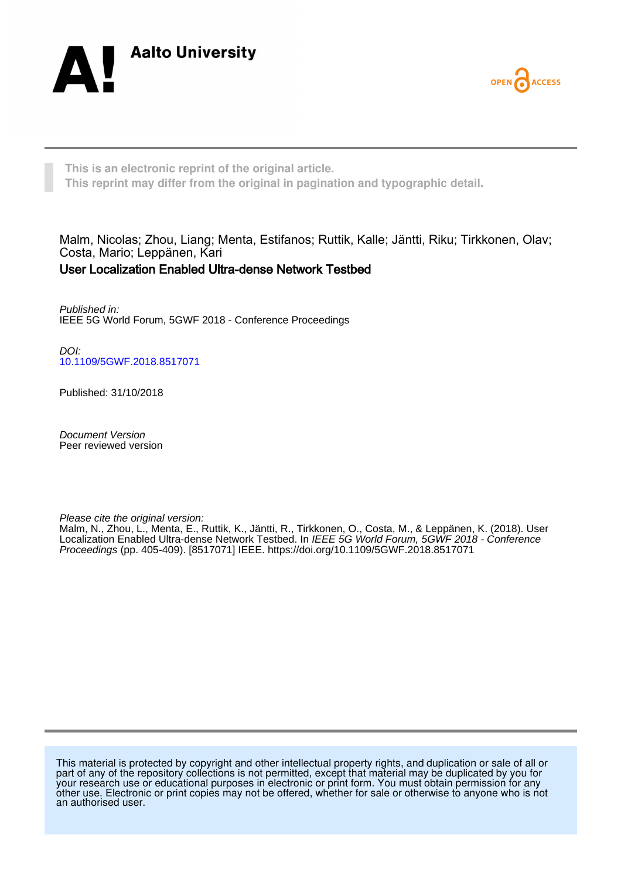Aalto University

OPEN ACCESS

**This is an electronic reprint of the original article.**
**This reprint may differ from the original in pagination and typographic detail.**

Malm, Nicolas; Zhou, Liang; Menta, Estifanos; Ruttik, Kalle; Jäntti, Riku; Tirkkonen, Olav; Costa, Mario; Leppänen, Kari

**User Localization Enabled Ultra-dense Network Testbed**

*Published in:*
IEEE 5G World Forum, 5GWF 2018 - Conference Proceedings

*DOI:*
10.1109/5GWF.2018.8517071

Published: 31/10/2018

*Document Version*
Peer reviewed version

*Please cite the original version:*
Malm, N., Zhou, L., Menta, E., Ruttik, K., Jäntti, R., Tirkkonen, O., Costa, M., & Leppänen, K. (2018). User Localization Enabled Ultra-dense Network Testbed. In *IEEE 5G World Forum, 5GWF 2018 - Conference Proceedings* (pp. 405-409). [8517071] IEEE. https://doi.org/10.1109/5GWF.2018.8517071

This material is protected by copyright and other intellectual property rights, and duplication or sale of all or part of any of the repository collections is not permitted, except that material may be duplicated by you for your research use or educational purposes in electronic or print form. You must obtain permission for any other use. Electronic or print copies may not be offered, whether for sale or otherwise to anyone who is not an authorised user.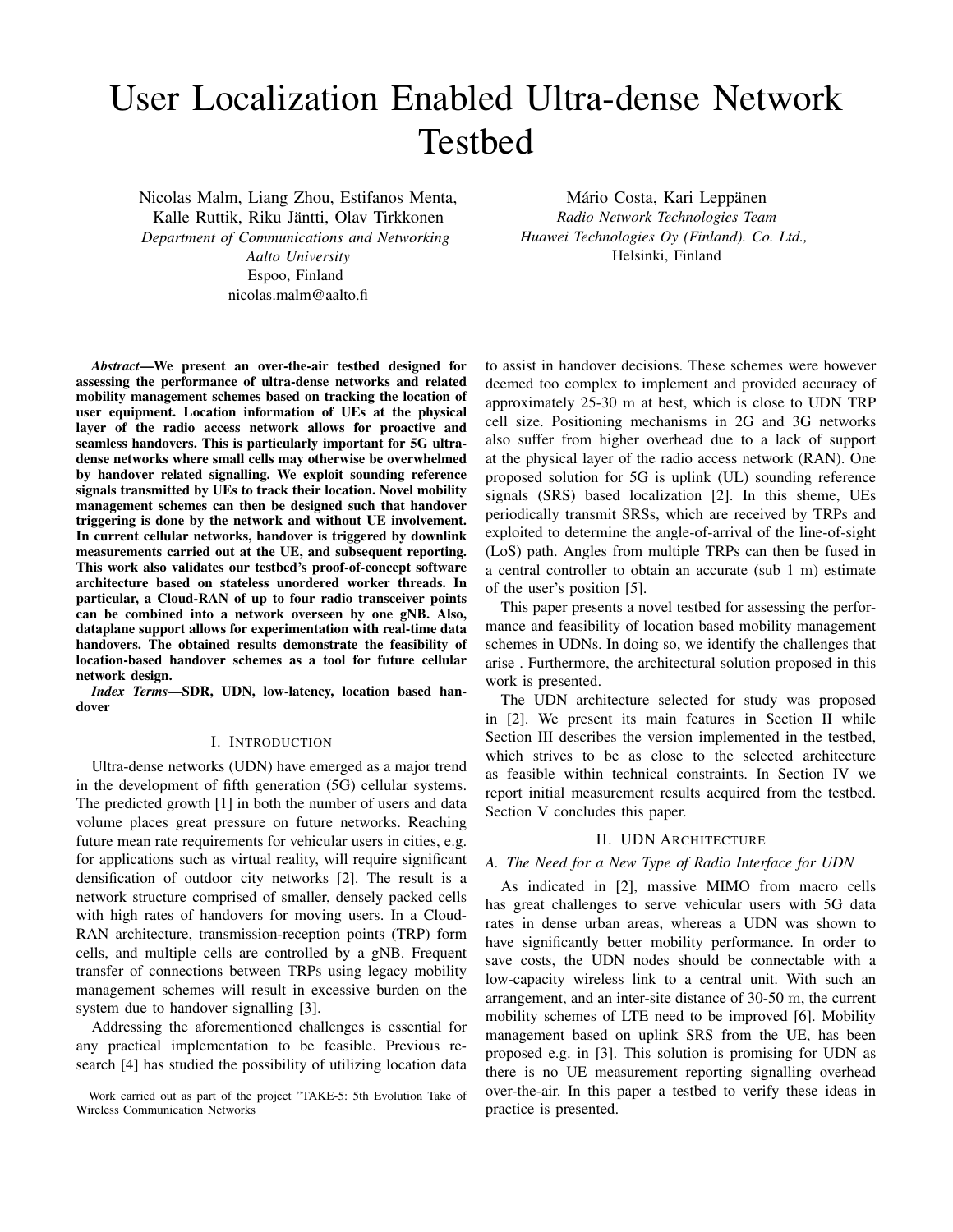# User Localization Enabled Ultra-dense Network Testbed

Nicolas Malm, Liang Zhou, Estifanos Menta, Kalle Ruttik, Riku Jäntti, Olav Tirkkonen
*Department of Communications and Networking*
*Aalto University*
Espoo, Finland
nicolas.malm@aalto.fi

Mário Costa, Kari Leppänen
*Radio Network Technologies Team*
*Huawei Technologies Oy (Finland). Co. Ltd.,*
Helsinki, Finland

***Abstract*—We present an over-the-air testbed designed for assessing the performance of ultra-dense networks and related mobility management schemes based on tracking the location of user equipment. Location information of UEs at the physical layer of the radio access network allows for proactive and seamless handovers. This is particularly important for 5G ultra-dense networks where small cells may otherwise be overwhelmed by handover related signalling. We exploit sounding reference signals transmitted by UEs to track their location. Novel mobility management schemes can then be designed such that handover triggering is done by the network and without UE involvement. In current cellular networks, handover is triggered by downlink measurements carried out at the UE, and subsequent reporting. This work also validates our testbed's proof-of-concept software architecture based on stateless unordered worker threads. In particular, a Cloud-RAN of up to four radio transceiver points can be combined into a network overseen by one gNB. Also, dataplane support allows for experimentation with real-time data handovers. The obtained results demonstrate the feasibility of location-based handover schemes as a tool for future cellular network design.**

***Index Terms*—SDR, UDN, low-latency, location based handover**

## I. Introduction

Ultra-dense networks (UDN) have emerged as a major trend in the development of fifth generation (5G) cellular systems. The predicted growth [1] in both the number of users and data volume places great pressure on future networks. Reaching future mean rate requirements for vehicular users in cities, e.g. for applications such as virtual reality, will require significant densification of outdoor city networks [2]. The result is a network structure comprised of smaller, densely packed cells with high rates of handovers for moving users. In a Cloud-RAN architecture, transmission-reception points (TRP) form cells, and multiple cells are controlled by a gNB. Frequent transfer of connections between TRPs using legacy mobility management schemes will result in excessive burden on the system due to handover signalling [3].

Addressing the aforementioned challenges is essential for any practical implementation to be feasible. Previous research [4] has studied the possibility of utilizing location data to assist in handover decisions. These schemes were however deemed too complex to implement and provided accuracy of approximately 25-30 m at best, which is close to UDN TRP cell size. Positioning mechanisms in 2G and 3G networks also suffer from higher overhead due to a lack of support at the physical layer of the radio access network (RAN). One proposed solution for 5G is uplink (UL) sounding reference signals (SRS) based localization [2]. In this sheme, UEs periodically transmit SRSs, which are received by TRPs and exploited to determine the angle-of-arrival of the line-of-sight (LoS) path. Angles from multiple TRPs can then be fused in a central controller to obtain an accurate (sub 1 m) estimate of the user's position [5].

This paper presents a novel testbed for assessing the performance and feasibility of location based mobility management schemes in UDNs. In doing so, we identify the challenges that arise . Furthermore, the architectural solution proposed in this work is presented.

The UDN architecture selected for study was proposed in [2]. We present its main features in Section II while Section III describes the version implemented in the testbed, which strives to be as close to the selected architecture as feasible within technical constraints. In Section IV we report initial measurement results acquired from the testbed. Section V concludes this paper.

## II. UDN Architecture

### A. The Need for a New Type of Radio Interface for UDN

As indicated in [2], massive MIMO from macro cells has great challenges to serve vehicular users with 5G data rates in dense urban areas, whereas a UDN was shown to have significantly better mobility performance. In order to save costs, the UDN nodes should be connectable with a low-capacity wireless link to a central unit. With such an arrangement, and an inter-site distance of 30-50 m, the current mobility schemes of LTE need to be improved [6]. Mobility management based on uplink SRS from the UE, has been proposed e.g. in [3]. This solution is promising for UDN as there is no UE measurement reporting signalling overhead over-the-air. In this paper a testbed to verify these ideas in practice is presented.

Work carried out as part of the project "TAKE-5: 5th Evolution Take of Wireless Communication Networks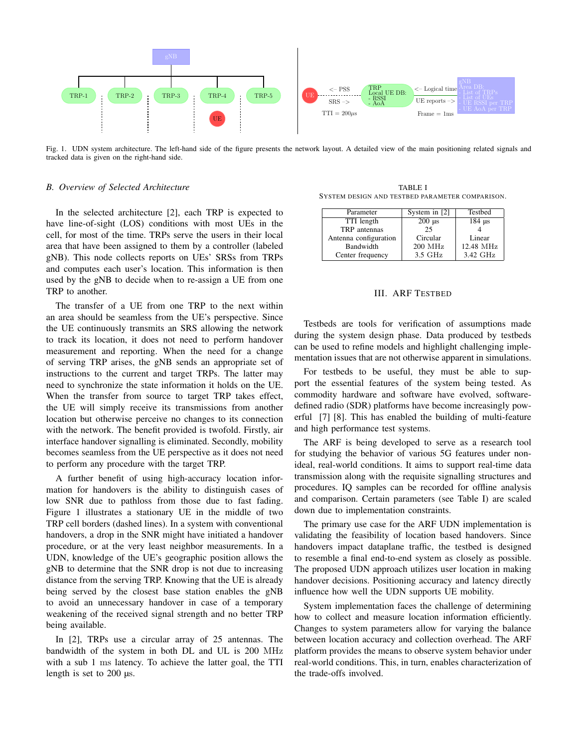Fig. 1. UDN system architecture. The left-hand side of the figure presents the network layout. A detailed view of the main positioning related signals and tracked data is given on the right-hand side.

### B. Overview of Selected Architecture

In the selected architecture [2], each TRP is expected to have line-of-sight (LOS) conditions with most UEs in the cell, for most of the time. TRPs serve the users in their local area that have been assigned to them by a controller (labeled gNB). This node collects reports on UEs' SRSs from TRPs and computes each user's location. This information is then used by the gNB to decide when to re-assign a UE from one TRP to another.

The transfer of a UE from one TRP to the next within an area should be seamless from the UE's perspective. Since the UE continuously transmits an SRS allowing the network to track its location, it does not need to perform handover measurement and reporting. When the need for a change of serving TRP arises, the gNB sends an appropriate set of instructions to the current and target TRPs. The latter may need to synchronize the state information it holds on the UE. When the transfer from source to target TRP takes effect, the UE will simply receive its transmissions from another location but otherwise perceive no changes to its connection with the network. The benefit provided is twofold. Firstly, air interface handover signalling is eliminated. Secondly, mobility becomes seamless from the UE perspective as it does not need to perform any procedure with the target TRP.

A further benefit of using high-accuracy location information for handovers is the ability to distinguish cases of low SNR due to pathloss from those due to fast fading. Figure 1 illustrates a stationary UE in the middle of two TRP cell borders (dashed lines). In a system with conventional handovers, a drop in the SNR might have initiated a handover procedure, or at the very least neighbor measurements. In a UDN, knowledge of the UE's geographic position allows the gNB to determine that the SNR drop is not due to increasing distance from the serving TRP. Knowing that the UE is already being served by the closest base station enables the gNB to avoid an unnecessary handover in case of a temporary weakening of the received signal strength and no better TRP being available.

In [2], TRPs use a circular array of 25 antennas. The bandwidth of the system in both DL and UL is 200 MHz with a sub 1 ms latency. To achieve the latter goal, the TTI length is set to 200 µs.

TABLE I
SYSTEM DESIGN AND TESTBED PARAMETER COMPARISON.

| Parameter | System in [2] | Testbed |
|---|---|---|
| TTI length | 200 µs | 184 µs |
| TRP antennas | 25 | 4 |
| Antenna configuration | Circular | Linear |
| Bandwidth | 200 MHz | 12.48 MHz |
| Center frequency | 3.5 GHz | 3.42 GHz |

## III. ARF Testbed

Testbeds are tools for verification of assumptions made during the system design phase. Data produced by testbeds can be used to refine models and highlight challenging implementation issues that are not otherwise apparent in simulations.

For testbeds to be useful, they must be able to support the essential features of the system being tested. As commodity hardware and software have evolved, software-defined radio (SDR) platforms have become increasingly powerful [7] [8]. This has enabled the building of multi-feature and high performance test systems.

The ARF is being developed to serve as a research tool for studying the behavior of various 5G features under non-ideal, real-world conditions. It aims to support real-time data transmission along with the requisite signalling structures and procedures. IQ samples can be recorded for offline analysis and comparison. Certain parameters (see Table I) are scaled down due to implementation constraints.

The primary use case for the ARF UDN implementation is validating the feasibility of location based handovers. Since handovers impact dataplane traffic, the testbed is designed to resemble a final end-to-end system as closely as possible. The proposed UDN approach utilizes user location in making handover decisions. Positioning accuracy and latency directly influence how well the UDN supports UE mobility.

System implementation faces the challenge of determining how to collect and measure location information efficiently. Changes to system parameters allow for varying the balance between location accuracy and collection overhead. The ARF platform provides the means to observe system behavior under real-world conditions. This, in turn, enables characterization of the trade-offs involved.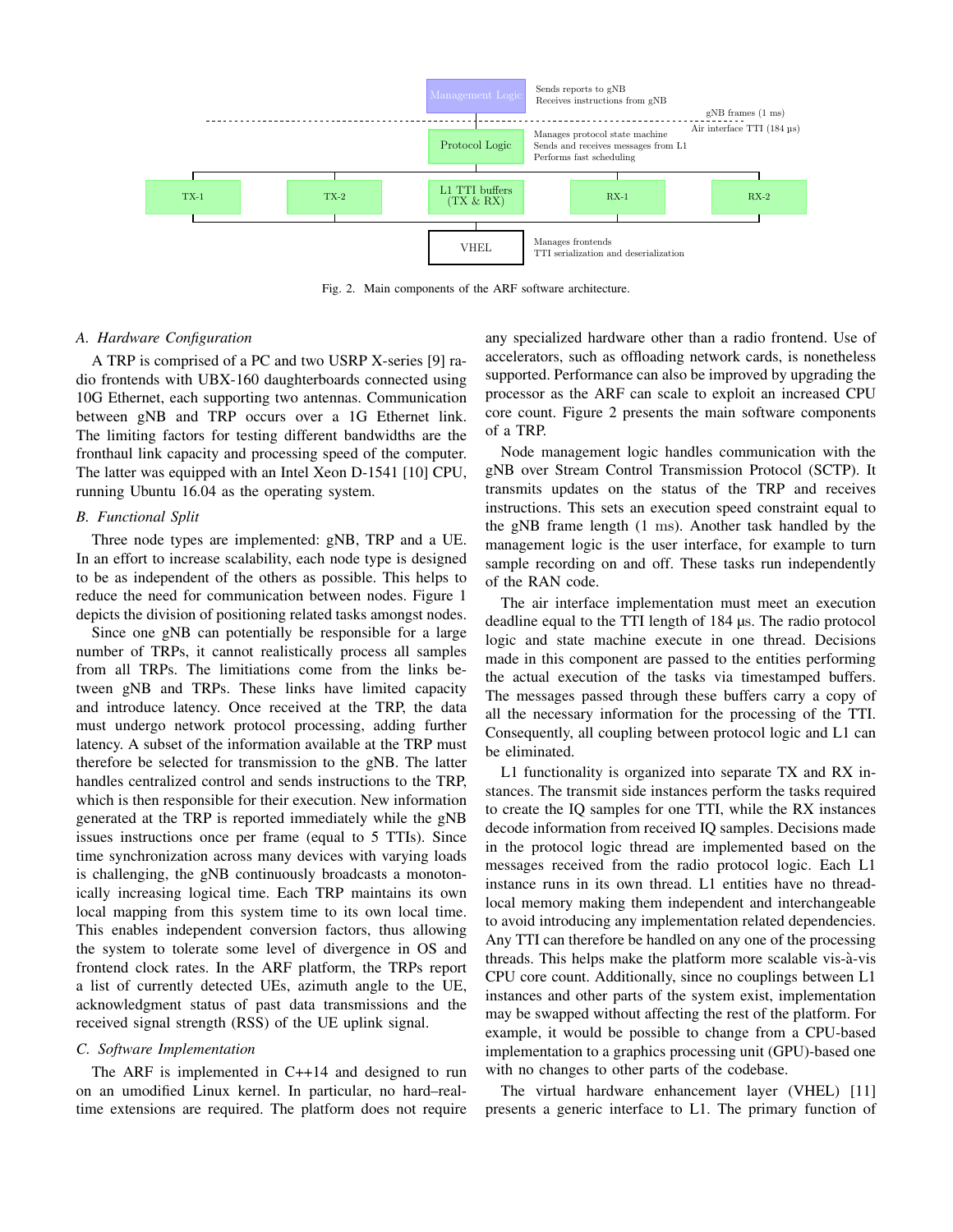Fig. 2. Main components of the ARF software architecture.

### A. Hardware Configuration

A TRP is comprised of a PC and two USRP X-series [9] radio frontends with UBX-160 daughterboards connected using 10G Ethernet, each supporting two antennas. Communication between gNB and TRP occurs over a 1G Ethernet link. The limiting factors for testing different bandwidths are the fronthaul link capacity and processing speed of the computer. The latter was equipped with an Intel Xeon D-1541 [10] CPU, running Ubuntu 16.04 as the operating system.

### B. Functional Split

Three node types are implemented: gNB, TRP and a UE. In an effort to increase scalability, each node type is designed to be as independent of the others as possible. This helps to reduce the need for communication between nodes. Figure 1 depicts the division of positioning related tasks amongst nodes.

Since one gNB can potentially be responsible for a large number of TRPs, it cannot realistically process all samples from all TRPs. The limitiations come from the links between gNB and TRPs. These links have limited capacity and introduce latency. Once received at the TRP, the data must undergo network protocol processing, adding further latency. A subset of the information available at the TRP must therefore be selected for transmission to the gNB. The latter handles centralized control and sends instructions to the TRP, which is then responsible for their execution. New information generated at the TRP is reported immediately while the gNB issues instructions once per frame (equal to 5 TTIs). Since time synchronization across many devices with varying loads is challenging, the gNB continuously broadcasts a monotonically increasing logical time. Each TRP maintains its own local mapping from this system time to its own local time. This enables independent conversion factors, thus allowing the system to tolerate some level of divergence in OS and frontend clock rates. In the ARF platform, the TRPs report a list of currently detected UEs, azimuth angle to the UE, acknowledgment status of past data transmissions and the received signal strength (RSS) of the UE uplink signal.

### C. Software Implementation

The ARF is implemented in C++14 and designed to run on an umodified Linux kernel. In particular, no hard–real-time extensions are required. The platform does not require any specialized hardware other than a radio frontend. Use of accelerators, such as offloading network cards, is nonetheless supported. Performance can also be improved by upgrading the processor as the ARF can scale to exploit an increased CPU core count. Figure 2 presents the main software components of a TRP.

Node management logic handles communication with the gNB over Stream Control Transmission Protocol (SCTP). It transmits updates on the status of the TRP and receives instructions. This sets an execution speed constraint equal to the gNB frame length (1 ms). Another task handled by the management logic is the user interface, for example to turn sample recording on and off. These tasks run independently of the RAN code.

The air interface implementation must meet an execution deadline equal to the TTI length of 184 µs. The radio protocol logic and state machine execute in one thread. Decisions made in this component are passed to the entities performing the actual execution of the tasks via timestamped buffers. The messages passed through these buffers carry a copy of all the necessary information for the processing of the TTI. Consequently, all coupling between protocol logic and L1 can be eliminated.

L1 functionality is organized into separate TX and RX instances. The transmit side instances perform the tasks required to create the IQ samples for one TTI, while the RX instances decode information from received IQ samples. Decisions made in the protocol logic thread are implemented based on the messages received from the radio protocol logic. Each L1 instance runs in its own thread. L1 entities have no thread-local memory making them independent and interchangeable to avoid introducing any implementation related dependencies. Any TTI can therefore be handled on any one of the processing threads. This helps make the platform more scalable vis-à-vis CPU core count. Additionally, since no couplings between L1 instances and other parts of the system exist, implementation may be swapped without affecting the rest of the platform. For example, it would be possible to change from a CPU-based implementation to a graphics processing unit (GPU)-based one with no changes to other parts of the codebase.

The virtual hardware enhancement layer (VHEL) [11] presents a generic interface to L1. The primary function of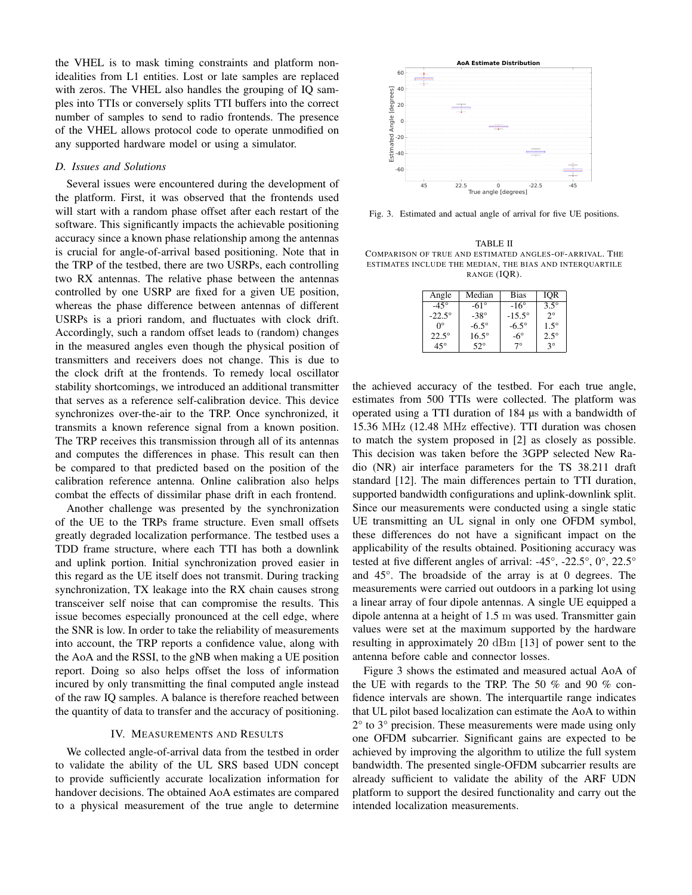the VHEL is to mask timing constraints and platform non-idealities from L1 entities. Lost or late samples are replaced with zeros. The VHEL also handles the grouping of IQ samples into TTIs or conversely splits TTI buffers into the correct number of samples to send to radio frontends. The presence of the VHEL allows protocol code to operate unmodified on any supported hardware model or using a simulator.

### D. Issues and Solutions

Several issues were encountered during the development of the platform. First, it was observed that the frontends used will start with a random phase offset after each restart of the software. This significantly impacts the achievable positioning accuracy since a known phase relationship among the antennas is crucial for angle-of-arrival based positioning. Note that in the TRP of the testbed, there are two USRPs, each controlling two RX antennas. The relative phase between the antennas controlled by one USRP are fixed for a given UE position, whereas the phase difference between antennas of different USRPs is a priori random, and fluctuates with clock drift. Accordingly, such a random offset leads to (random) changes in the measured angles even though the physical position of transmitters and receivers does not change. This is due to the clock drift at the frontends. To remedy local oscillator stability shortcomings, we introduced an additional transmitter that serves as a reference self-calibration device. This device synchronizes over-the-air to the TRP. Once synchronized, it transmits a known reference signal from a known position. The TRP receives this transmission through all of its antennas and computes the differences in phase. This result can then be compared to that predicted based on the position of the calibration reference antenna. Online calibration also helps combat the effects of dissimilar phase drift in each frontend.

Another challenge was presented by the synchronization of the UE to the TRPs frame structure. Even small offsets greatly degraded localization performance. The testbed uses a TDD frame structure, where each TTI has both a downlink and uplink portion. Initial synchronization proved easier in this regard as the UE itself does not transmit. During tracking synchronization, TX leakage into the RX chain causes strong transceiver self noise that can compromise the results. This issue becomes especially pronounced at the cell edge, where the SNR is low. In order to take the reliability of measurements into account, the TRP reports a confidence value, along with the AoA and the RSSI, to the gNB when making a UE position report. Doing so also helps offset the loss of information incured by only transmitting the final computed angle instead of the raw IQ samples. A balance is therefore reached between the quantity of data to transfer and the accuracy of positioning.

## IV. Measurements and Results

We collected angle-of-arrival data from the testbed in order to validate the ability of the UL SRS based UDN concept to provide sufficiently accurate localization information for handover decisions. The obtained AoA estimates are compared to a physical measurement of the true angle to determine the achieved accuracy of the testbed. For each true angle, estimates from 500 TTIs were collected. The platform was operated using a TTI duration of 184 µs with a bandwidth of 15.36 MHz (12.48 MHz effective). TTI duration was chosen to match the system proposed in [2] as closely as possible. This decision was taken before the 3GPP selected New Radio (NR) air interface parameters for the TS 38.211 draft standard [12]. The main differences pertain to TTI duration, supported bandwidth configurations and uplink-downlink split. Since our measurements were conducted using a single static UE transmitting an UL signal in only one OFDM symbol, these differences do not have a significant impact on the applicability of the results obtained. Positioning accuracy was tested at five different angles of arrival: -45°, -22.5°, 0°, 22.5° and 45°. The broadside of the array is at 0 degrees. The measurements were carried out outdoors in a parking lot using a linear array of four dipole antennas. A single UE equipped a dipole antenna at a height of 1.5 m was used. Transmitter gain values were set at the maximum supported by the hardware resulting in approximately 20 dBm [13] of power sent to the antenna before cable and connector losses.

Fig. 3. Estimated and actual angle of arrival for five UE positions.

TABLE II
Comparison of true and estimated angles-of-arrival. The estimates include the median, the bias and interquartile range (IQR).

| Angle | Median | Bias | IQR |
|---|---|---|---|
| -45° | -61° | -16° | 3.5° |
| -22.5° | -38° | -15.5° | 2° |
| 0° | -6.5° | -6.5° | 1.5° |
| 22.5° | 16.5° | -6° | 2.5° |
| 45° | 52° | 7° | 3° |

Figure 3 shows the estimated and measured actual AoA of the UE with regards to the TRP. The 50 % and 90 % confidence intervals are shown. The interquartile range indicates that UL pilot based localization can estimate the AoA to within 2° to 3° precision. These measurements were made using only one OFDM subcarrier. Significant gains are expected to be achieved by improving the algorithm to utilize the full system bandwidth. The presented single-OFDM subcarrier results are already sufficient to validate the ability of the ARF UDN platform to support the desired functionality and carry out the intended localization measurements.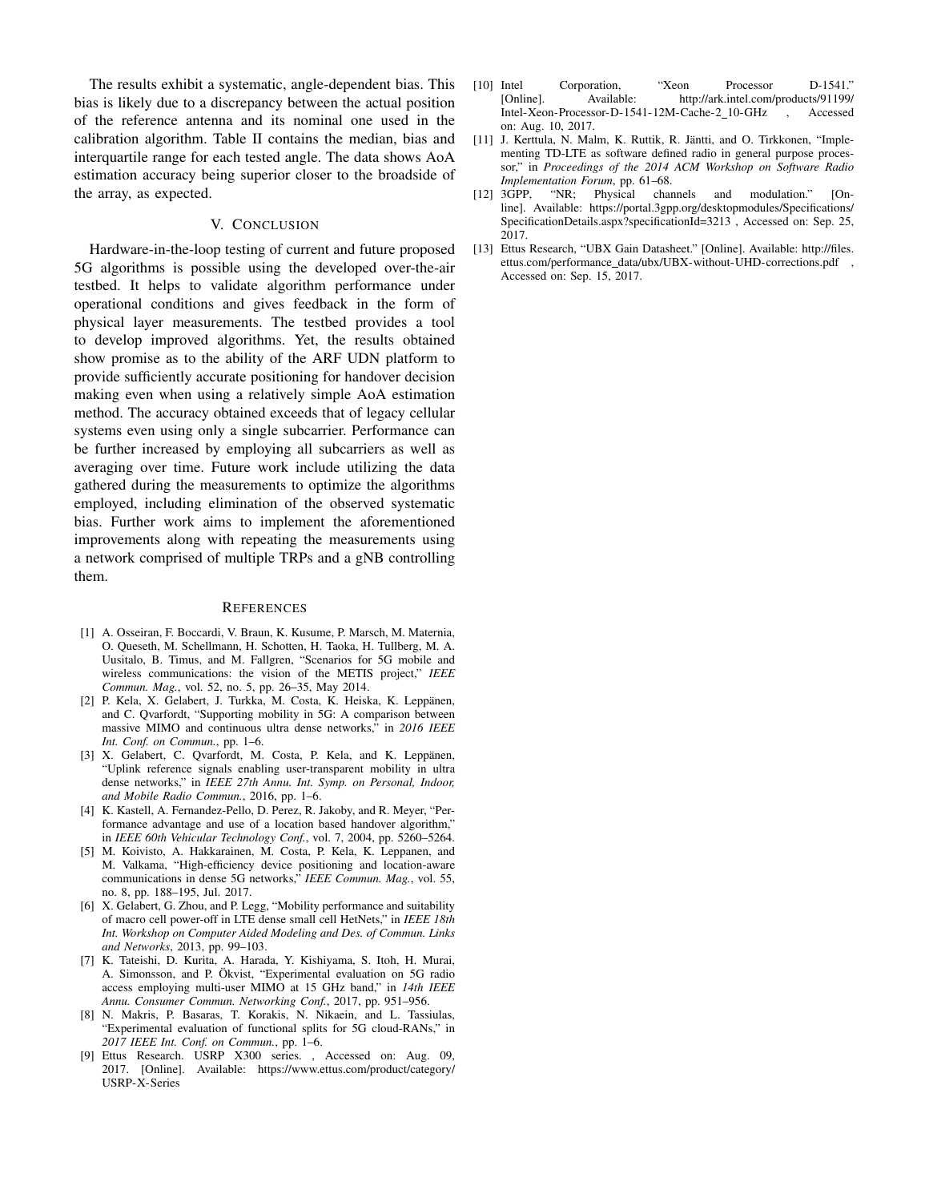The results exhibit a systematic, angle-dependent bias. This bias is likely due to a discrepancy between the actual position of the reference antenna and its nominal one used in the calibration algorithm. Table II contains the median, bias and interquartile range for each tested angle. The data shows AoA estimation accuracy being superior closer to the broadside of the array, as expected.

## V. Conclusion

Hardware-in-the-loop testing of current and future proposed 5G algorithms is possible using the developed over-the-air testbed. It helps to validate algorithm performance under operational conditions and gives feedback in the form of physical layer measurements. The testbed provides a tool to develop improved algorithms. Yet, the results obtained show promise as to the ability of the ARF UDN platform to provide sufficiently accurate positioning for handover decision making even when using a relatively simple AoA estimation method. The accuracy obtained exceeds that of legacy cellular systems even using only a single subcarrier. Performance can be further increased by employing all subcarriers as well as averaging over time. Future work include utilizing the data gathered during the measurements to optimize the algorithms employed, including elimination of the observed systematic bias. Further work aims to implement the aforementioned improvements along with repeating the measurements using a network comprised of multiple TRPs and a gNB controlling them.

## References

[1] A. Osseiran, F. Boccardi, V. Braun, K. Kusume, P. Marsch, M. Maternia, O. Queseth, M. Schellmann, H. Schotten, H. Taoka, H. Tullberg, M. A. Uusitalo, B. Timus, and M. Fallgren, "Scenarios for 5G mobile and wireless communications: the vision of the METIS project," *IEEE Commun. Mag.*, vol. 52, no. 5, pp. 26–35, May 2014.

[2] P. Kela, X. Gelabert, J. Turkka, M. Costa, K. Heiska, K. Leppänen, and C. Qvarfordt, "Supporting mobility in 5G: A comparison between massive MIMO and continuous ultra dense networks," in *2016 IEEE Int. Conf. on Commun.*, pp. 1–6.

[3] X. Gelabert, C. Qvarfordt, M. Costa, P. Kela, and K. Leppänen, "Uplink reference signals enabling user-transparent mobility in ultra dense networks," in *IEEE 27th Annu. Int. Symp. on Personal, Indoor, and Mobile Radio Commun.*, 2016, pp. 1–6.

[4] K. Kastell, A. Fernandez-Pello, D. Perez, R. Jakoby, and R. Meyer, "Performance advantage and use of a location based handover algorithm," in *IEEE 60th Vehicular Technology Conf.*, vol. 7, 2004, pp. 5260–5264.

[5] M. Koivisto, A. Hakkarainen, M. Costa, P. Kela, K. Leppanen, and M. Valkama, "High-efficiency device positioning and location-aware communications in dense 5G networks," *IEEE Commun. Mag.*, vol. 55, no. 8, pp. 188–195, Jul. 2017.

[6] X. Gelabert, G. Zhou, and P. Legg, "Mobility performance and suitability of macro cell power-off in LTE dense small cell HetNets," in *IEEE 18th Int. Workshop on Computer Aided Modeling and Des. of Commun. Links and Networks*, 2013, pp. 99–103.

[7] K. Tateishi, D. Kurita, A. Harada, Y. Kishiyama, S. Itoh, H. Murai, A. Simonsson, and P. Ökvist, "Experimental evaluation on 5G radio access employing multi-user MIMO at 15 GHz band," in *14th IEEE Annu. Consumer Commun. Networking Conf.*, 2017, pp. 951–956.

[8] N. Makris, P. Basaras, T. Korakis, N. Nikaein, and L. Tassiulas, "Experimental evaluation of functional splits for 5G cloud-RANs," in *2017 IEEE Int. Conf. on Commun.*, pp. 1–6.

[9] Ettus Research. USRP X300 series. , Accessed on: Aug. 09, 2017. [Online]. Available: https://www.ettus.com/product/category/USRP-X-Series

[10] Intel Corporation, "Xeon Processor D-1541." [Online]. Available: http://ark.intel.com/products/91199/Intel-Xeon-Processor-D-1541-12M-Cache-2_10-GHz , Accessed on: Aug. 10, 2017.

[11] J. Kerttula, N. Malm, K. Ruttik, R. Jäntti, and O. Tirkkonen, "Implementing TD-LTE as software defined radio in general purpose processor," in *Proceedings of the 2014 ACM Workshop on Software Radio Implementation Forum*, pp. 61–68.

[12] 3GPP, "NR; Physical channels and modulation." [Online]. Available: https://portal.3gpp.org/desktopmodules/Specifications/SpecificationDetails.aspx?specificationId=3213 , Accessed on: Sep. 25, 2017.

[13] Ettus Research, "UBX Gain Datasheet." [Online]. Available: http://files.ettus.com/performance_data/ubx/UBX-without-UHD-corrections.pdf , Accessed on: Sep. 15, 2017.